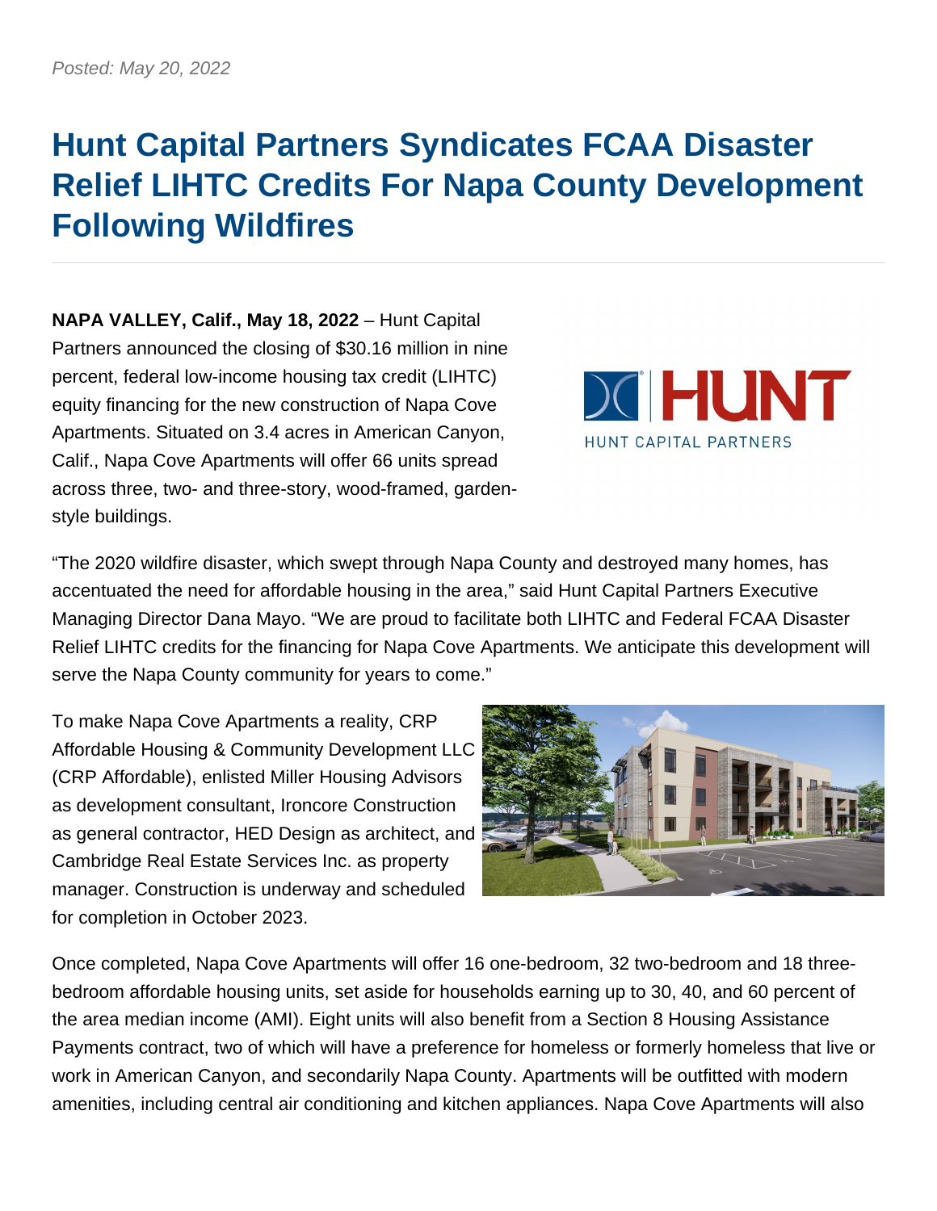*Posted: May 20, 2022*

# Hunt Capital Partners Syndicates FCAA Disaster Relief LIHTC Credits For Napa County Development Following Wildfires

**NAPA VALLEY, Calif., May 18, 2022** – Hunt Capital Partners announced the closing of $30.16 million in nine percent, federal low-income housing tax credit (LIHTC) equity financing for the new construction of Napa Cove Apartments. Situated on 3.4 acres in American Canyon, Calif., Napa Cove Apartments will offer 66 units spread across three, two- and three-story, wood-framed, garden-style buildings.

"The 2020 wildfire disaster, which swept through Napa County and destroyed many homes, has accentuated the need for affordable housing in the area," said Hunt Capital Partners Executive Managing Director Dana Mayo. "We are proud to facilitate both LIHTC and Federal FCAA Disaster Relief LIHTC credits for the financing for Napa Cove Apartments. We anticipate this development will serve the Napa County community for years to come."

To make Napa Cove Apartments a reality, CRP Affordable Housing & Community Development LLC (CRP Affordable), enlisted Miller Housing Advisors as development consultant, Ironcore Construction as general contractor, HED Design as architect, and Cambridge Real Estate Services Inc. as property manager. Construction is underway and scheduled for completion in October 2023.

Once completed, Napa Cove Apartments will offer 16 one-bedroom, 32 two-bedroom and 18 three-bedroom affordable housing units, set aside for households earning up to 30, 40, and 60 percent of the area median income (AMI). Eight units will also benefit from a Section 8 Housing Assistance Payments contract, two of which will have a preference for homeless or formerly homeless that live or work in American Canyon, and secondarily Napa County. Apartments will be outfitted with modern amenities, including central air conditioning and kitchen appliances. Napa Cove Apartments will also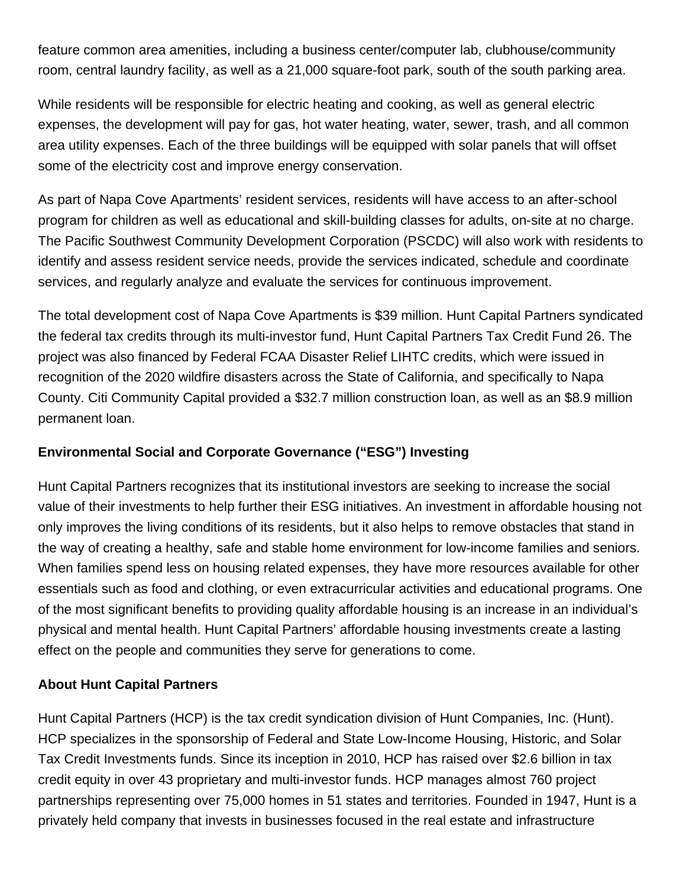feature common area amenities, including a business center/computer lab, clubhouse/community room, central laundry facility, as well as a 21,000 square-foot park, south of the south parking area.

While residents will be responsible for electric heating and cooking, as well as general electric expenses, the development will pay for gas, hot water heating, water, sewer, trash, and all common area utility expenses. Each of the three buildings will be equipped with solar panels that will offset some of the electricity cost and improve energy conservation.

As part of Napa Cove Apartments' resident services, residents will have access to an after-school program for children as well as educational and skill-building classes for adults, on-site at no charge. The Pacific Southwest Community Development Corporation (PSCDC) will also work with residents to identify and assess resident service needs, provide the services indicated, schedule and coordinate services, and regularly analyze and evaluate the services for continuous improvement.

The total development cost of Napa Cove Apartments is $39 million. Hunt Capital Partners syndicated the federal tax credits through its multi-investor fund, Hunt Capital Partners Tax Credit Fund 26. The project was also financed by Federal FCAA Disaster Relief LIHTC credits, which were issued in recognition of the 2020 wildfire disasters across the State of California, and specifically to Napa County. Citi Community Capital provided a $32.7 million construction loan, as well as an $8.9 million permanent loan.

**Environmental Social and Corporate Governance ("ESG") Investing**

Hunt Capital Partners recognizes that its institutional investors are seeking to increase the social value of their investments to help further their ESG initiatives. An investment in affordable housing not only improves the living conditions of its residents, but it also helps to remove obstacles that stand in the way of creating a healthy, safe and stable home environment for low-income families and seniors. When families spend less on housing related expenses, they have more resources available for other essentials such as food and clothing, or even extracurricular activities and educational programs. One of the most significant benefits to providing quality affordable housing is an increase in an individual's physical and mental health. Hunt Capital Partners' affordable housing investments create a lasting effect on the people and communities they serve for generations to come.

**About Hunt Capital Partners**

Hunt Capital Partners (HCP) is the tax credit syndication division of Hunt Companies, Inc. (Hunt). HCP specializes in the sponsorship of Federal and State Low-Income Housing, Historic, and Solar Tax Credit Investments funds. Since its inception in 2010, HCP has raised over $2.6 billion in tax credit equity in over 43 proprietary and multi-investor funds. HCP manages almost 760 project partnerships representing over 75,000 homes in 51 states and territories. Founded in 1947, Hunt is a privately held company that invests in businesses focused in the real estate and infrastructure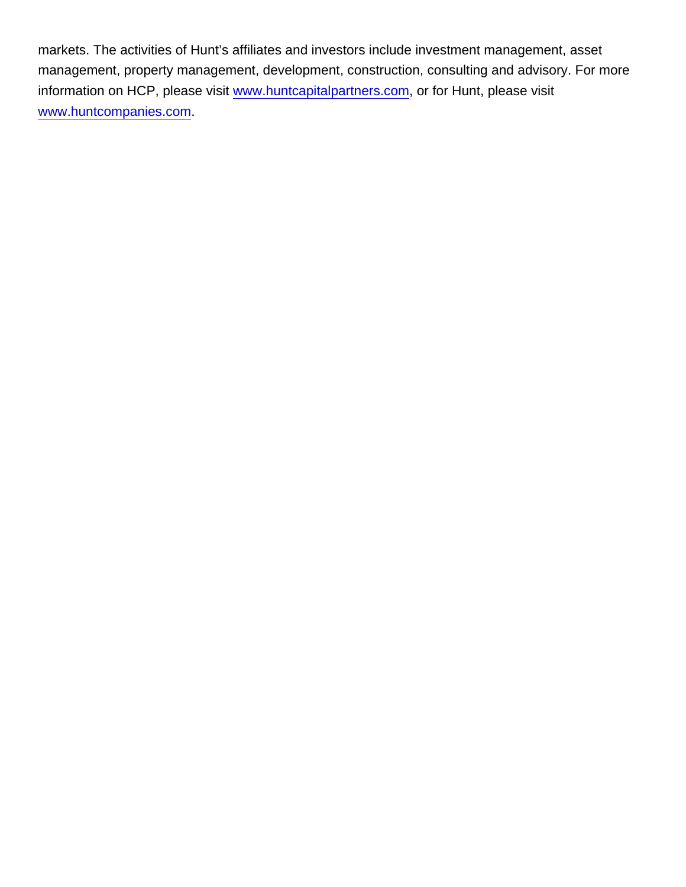markets. The activities of Hunt's affiliates and investors include investment management, asset management, property management, development, construction, consulting and advisory. For more information on HCP, please visit [www.huntcapitalpartners.com](http://www.huntcapitalpartners.com), or for Hunt, please visit [www.huntcompanies.com](http://www.huntcompanies.com).